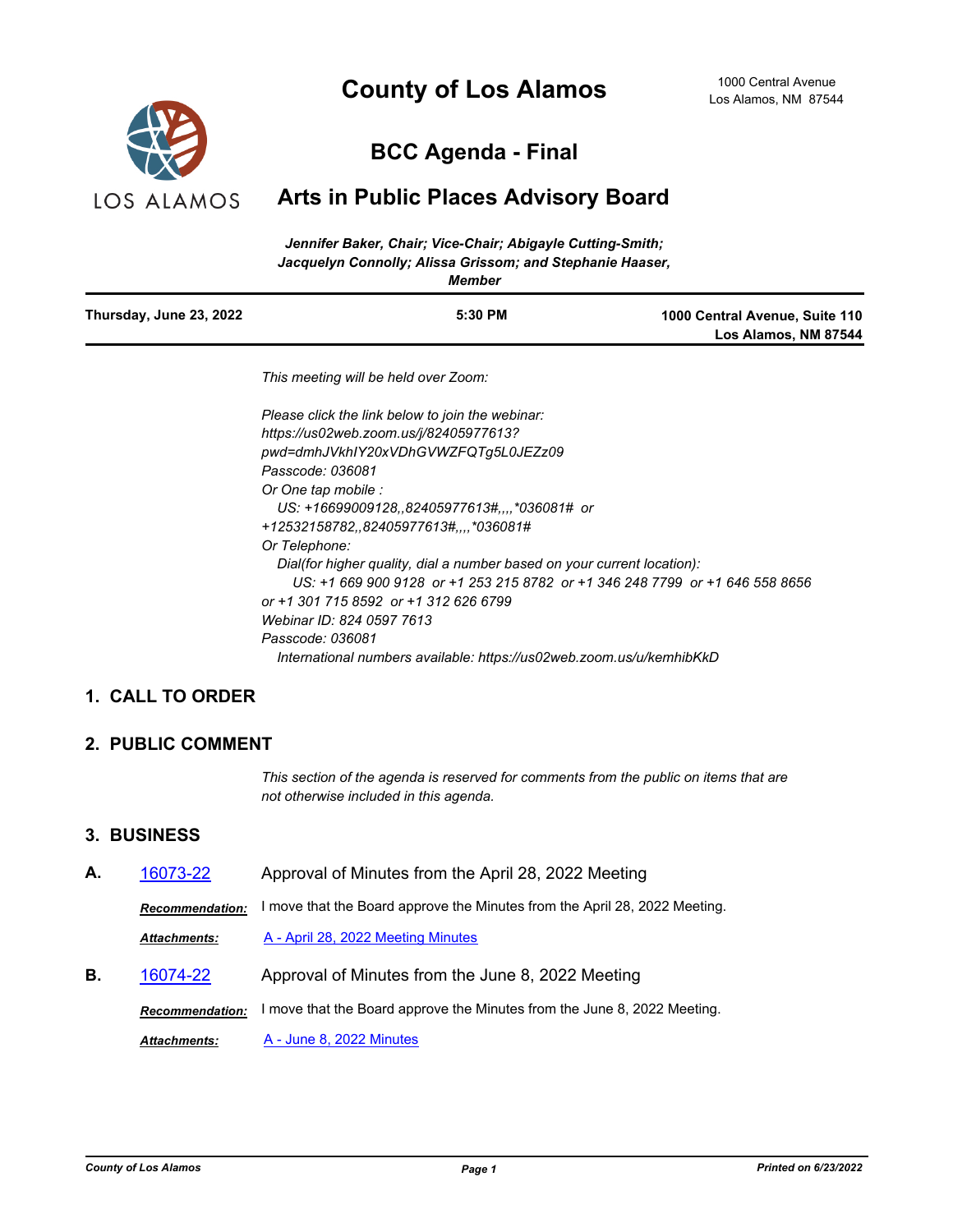# County of Los Alamos

1000 Central Avenue
Los Alamos, NM 87544

## BCC Agenda - Final

## Arts in Public Places Advisory Board

*Jennifer Baker, Chair; Vice-Chair; Abigayle Cutting-Smith; Jacquelyn Connolly; Alissa Grissom; and Stephanie Haaser, Member*

| Thursday, June 23, 2022 | 5:30 PM | 1000 Central Avenue, Suite 110 Los Alamos, NM 87544 |
|---|---|---|

*This meeting will be held over Zoom:*

*Please click the link below to join the webinar:*
*https://us02web.zoom.us/j/82405977613?pwd=dmhJVkhIY20xVDhGVWZFQTg5L0JEZz09*
*Passcode: 036081*
*Or One tap mobile :*
*US: +16699009128,,82405977613#,,,,*036081# or +12532158782,,82405977613#,,,,*036081#*
*Or Telephone:*
*Dial(for higher quality, dial a number based on your current location):*
*US: +1 669 900 9128 or +1 253 215 8782 or +1 346 248 7799 or +1 646 558 8656 or +1 301 715 8592 or +1 312 626 6799*
*Webinar ID: 824 0597 7613*
*Passcode: 036081*
*International numbers available: https://us02web.zoom.us/u/kemhibKkD*

## 1. CALL TO ORDER

## 2. PUBLIC COMMENT

*This section of the agenda is reserved for comments from the public on items that are not otherwise included in this agenda.*

## 3. BUSINESS

**A.** 16073-22 Approval of Minutes from the April 28, 2022 Meeting

***Recommendation:*** I move that the Board approve the Minutes from the April 28, 2022 Meeting.

***Attachments:*** A - April 28, 2022 Meeting Minutes

**B.** 16074-22 Approval of Minutes from the June 8, 2022 Meeting

***Recommendation:*** I move that the Board approve the Minutes from the June 8, 2022 Meeting.

***Attachments:*** A - June 8, 2022 Minutes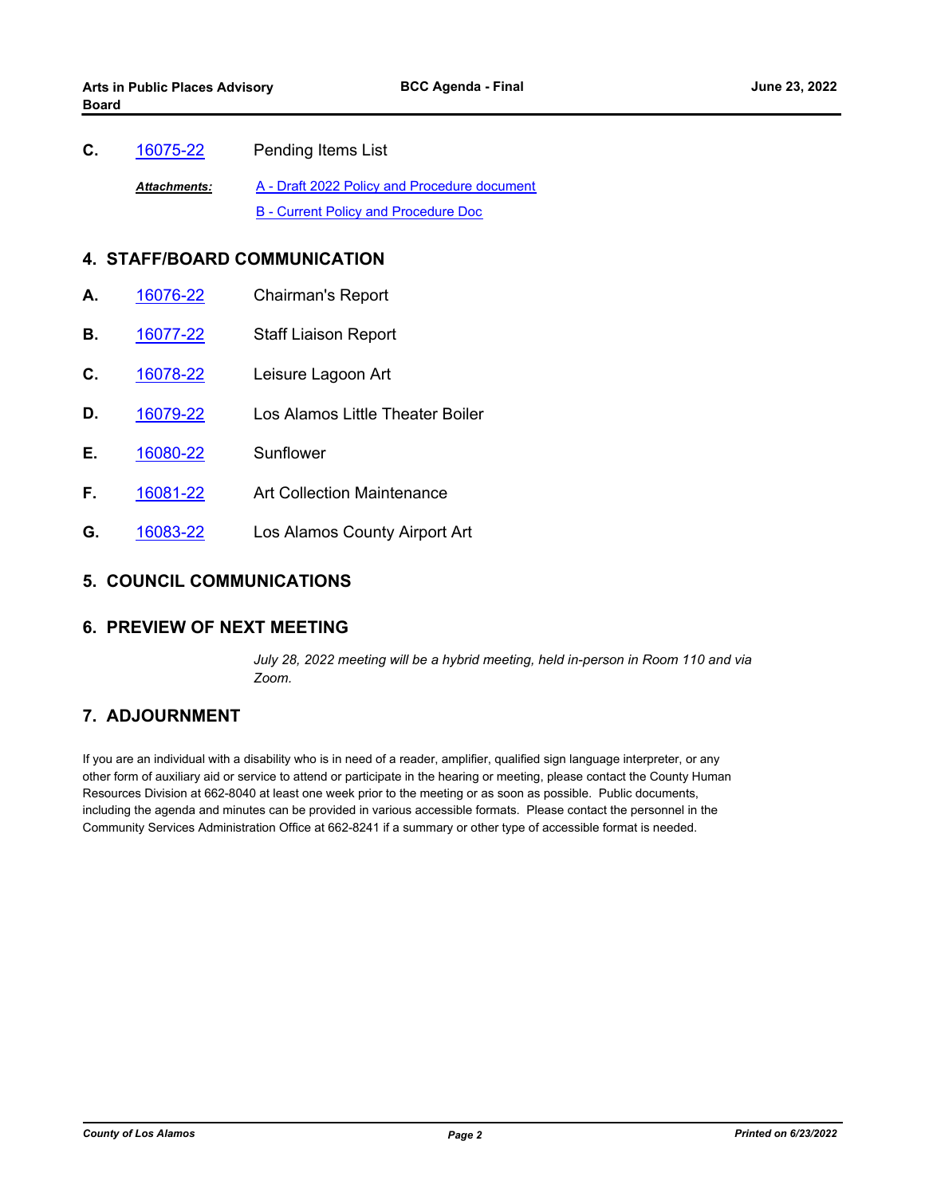**C.** 16075-22 Pending Items List

***Attachments:*** A - Draft 2022 Policy and Procedure document

B - Current Policy and Procedure Doc

## 4. STAFF/BOARD COMMUNICATION

**A.** 16076-22 Chairman's Report

**B.** 16077-22 Staff Liaison Report

**C.** 16078-22 Leisure Lagoon Art

**D.** 16079-22 Los Alamos Little Theater Boiler

**E.** 16080-22 Sunflower

**F.** 16081-22 Art Collection Maintenance

**G.** 16083-22 Los Alamos County Airport Art

## 5. COUNCIL COMMUNICATIONS

## 6. PREVIEW OF NEXT MEETING

*July 28, 2022 meeting will be a hybrid meeting, held in-person in Room 110 and via Zoom.*

## 7. ADJOURNMENT

If you are an individual with a disability who is in need of a reader, amplifier, qualified sign language interpreter, or any other form of auxiliary aid or service to attend or participate in the hearing or meeting, please contact the County Human Resources Division at 662-8040 at least one week prior to the meeting or as soon as possible. Public documents, including the agenda and minutes can be provided in various accessible formats. Please contact the personnel in the Community Services Administration Office at 662-8241 if a summary or other type of accessible format is needed.